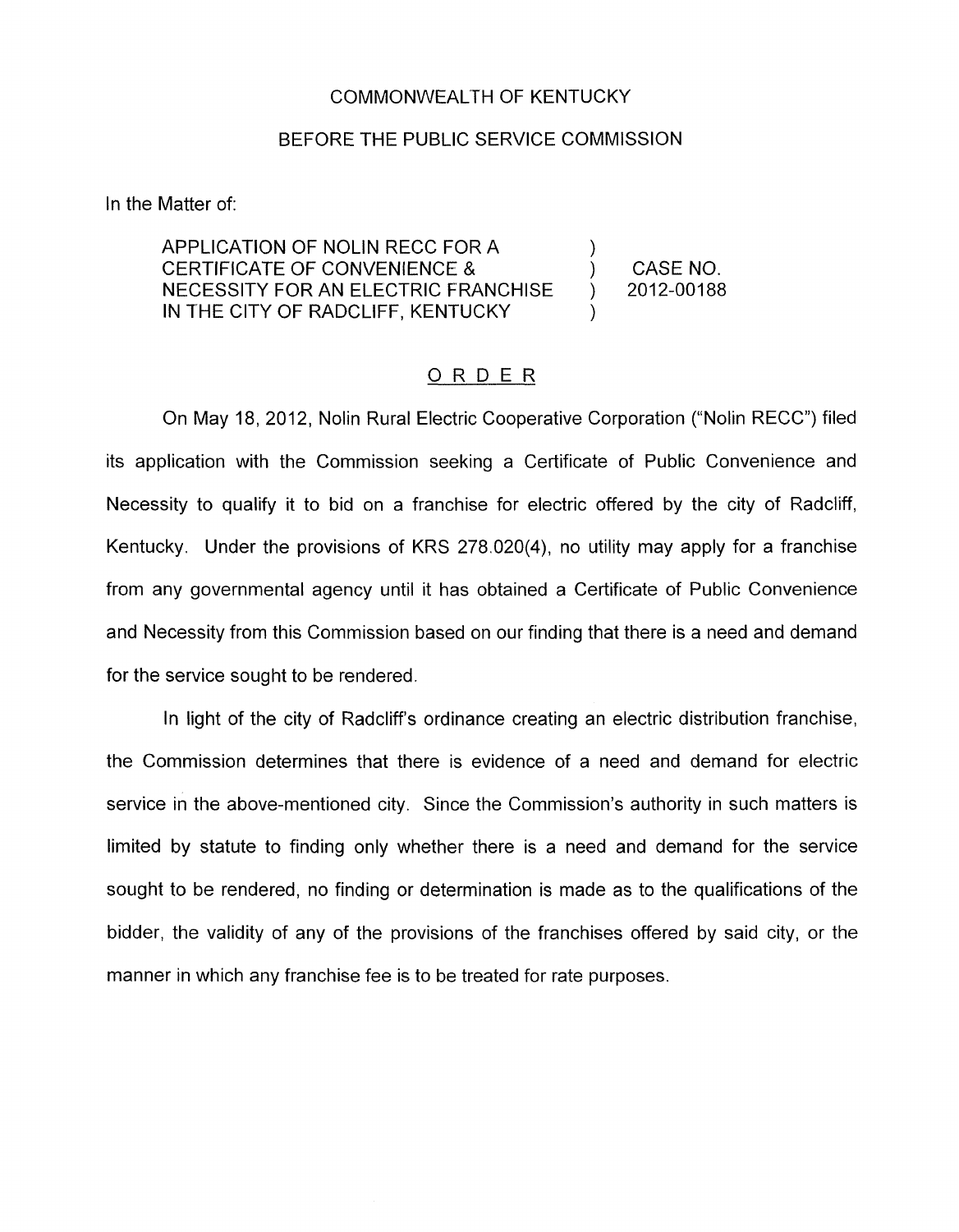COMMONWEALTH OF KENTUCKY

BEFORE THE PUBLIC SERVICE COMMISSION

In the Matter of:

| | | |
|---|---|---|
| APPLICATION OF NOLIN RECC FOR A CERTIFICATE OF CONVENIENCE & NECESSITY FOR AN ELECTRIC FRANCHISE IN THE CITY OF RADCLIFF, KENTUCKY | ) ) ) ) | CASE NO. 2012-00188 |

## ORDER

On May 18, 2012, Nolin Rural Electric Cooperative Corporation ("Nolin RECC") filed its application with the Commission seeking a Certificate of Public Convenience and Necessity to qualify it to bid on a franchise for electric offered by the city of Radcliff, Kentucky. Under the provisions of KRS 278.020(4), no utility may apply for a franchise from any governmental agency until it has obtained a Certificate of Public Convenience and Necessity from this Commission based on our finding that there is a need and demand for the service sought to be rendered.

In light of the city of Radcliff's ordinance creating an electric distribution franchise, the Commission determines that there is evidence of a need and demand for electric service in the above-mentioned city. Since the Commission's authority in such matters is limited by statute to finding only whether there is a need and demand for the service sought to be rendered, no finding or determination is made as to the qualifications of the bidder, the validity of any of the provisions of the franchises offered by said city, or the manner in which any franchise fee is to be treated for rate purposes.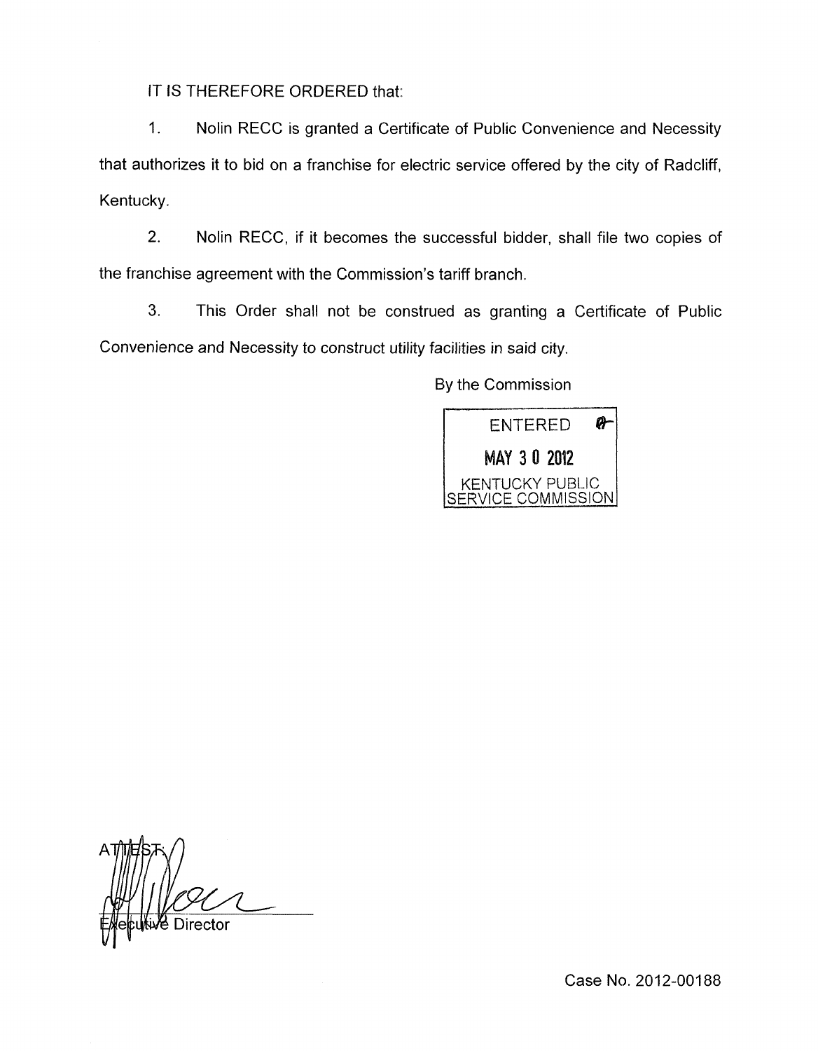IT IS THEREFORE ORDERED that:

1. Nolin RECC is granted a Certificate of Public Convenience and Necessity that authorizes it to bid on a franchise for electric service offered by the city of Radcliff, Kentucky.

2. Nolin RECC, if it becomes the successful bidder, shall file two copies of the franchise agreement with the Commission's tariff branch.

3. This Order shall not be construed as granting a Certificate of Public Convenience and Necessity to construct utility facilities in said city.

By the Commission

ENTERED

MAY 30 2012

KENTUCKY PUBLIC SERVICE COMMISSION

ATTEST:

Executive Director

Case No. 2012-00188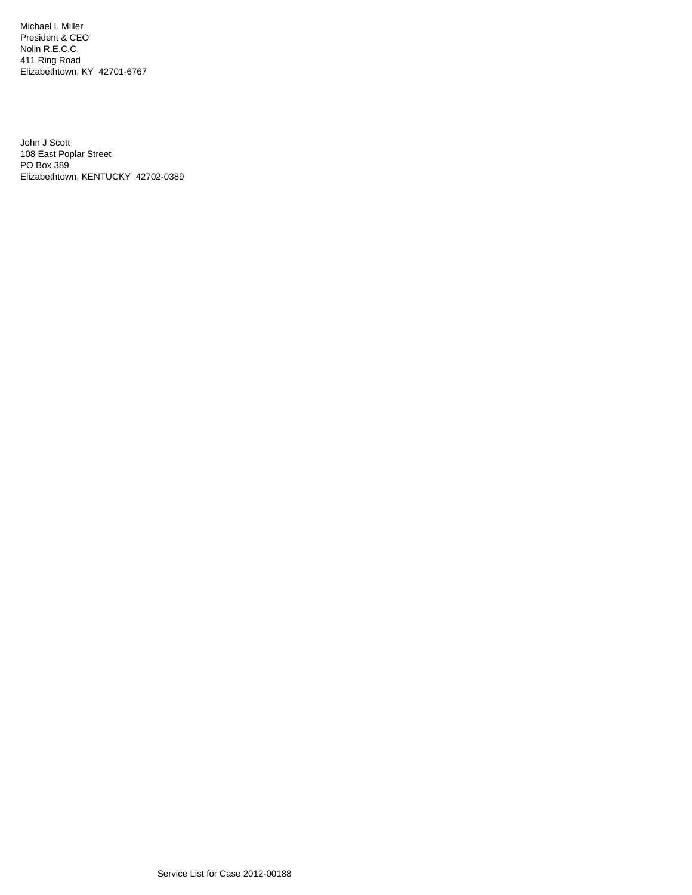Michael L Miller
President & CEO
Nolin R.E.C.C.
411 Ring Road
Elizabethtown, KY  42701-6767

John J Scott
108 East Poplar Street
PO Box 389
Elizabethtown, KENTUCKY  42702-0389

Service List for Case 2012-00188